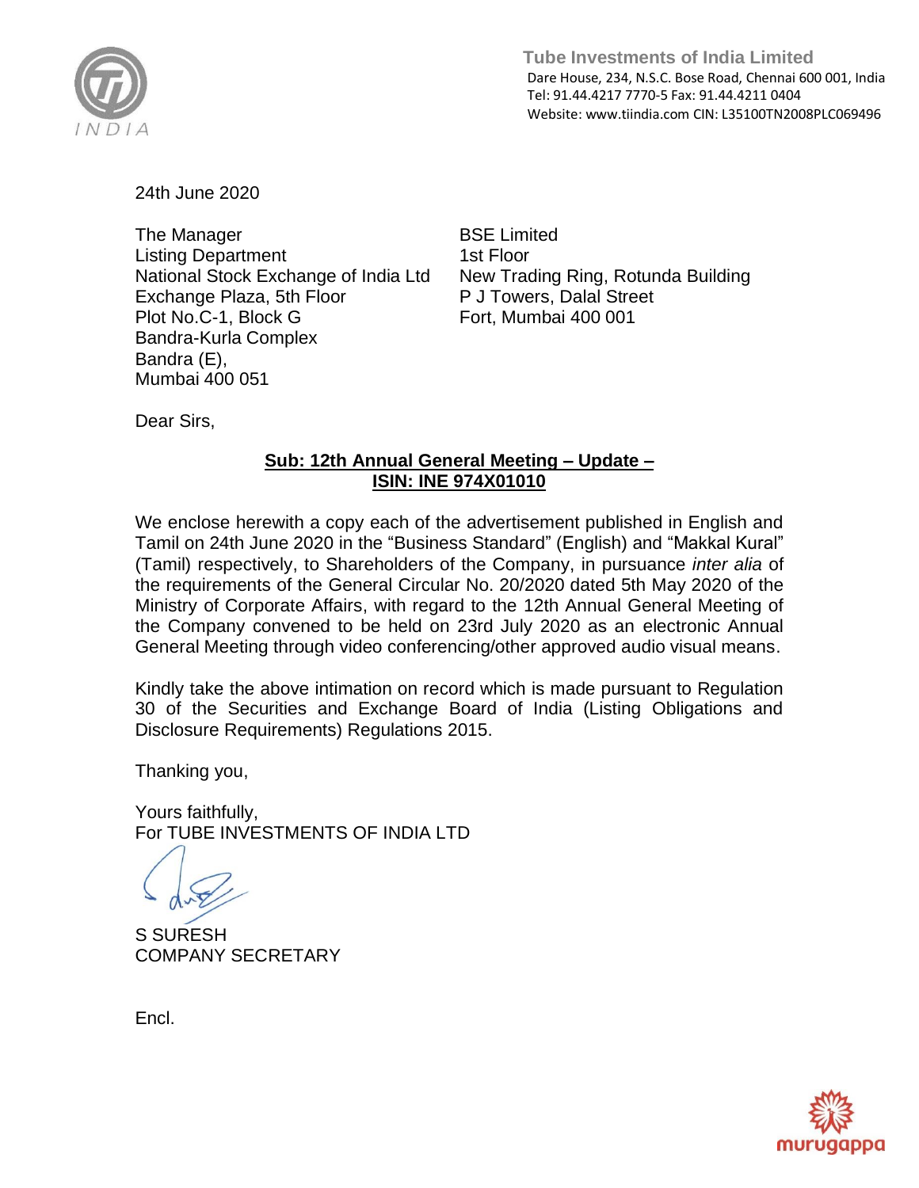**Tube Investments of India Limited**
Dare House, 234, N.S.C. Bose Road, Chennai 600 001, India
Tel: 91.44.4217 7770-5 Fax: 91.44.4211 0404
Website: www.tiindia.com CIN: L35100TN2008PLC069496

24th June 2020

The Manager
Listing Department
National Stock Exchange of India Ltd
Exchange Plaza, 5th Floor
Plot No.C-1, Block G
Bandra-Kurla Complex
Bandra (E),
Mumbai 400 051

BSE Limited
1st Floor
New Trading Ring, Rotunda Building
P J Towers, Dalal Street
Fort, Mumbai 400 001

Dear Sirs,

**Sub: 12th Annual General Meeting – Update –**
**ISIN: INE 974X01010**

We enclose herewith a copy each of the advertisement published in English and Tamil on 24th June 2020 in the "Business Standard" (English) and "Makkal Kural" (Tamil) respectively, to Shareholders of the Company, in pursuance *inter alia* of the requirements of the General Circular No. 20/2020 dated 5th May 2020 of the Ministry of Corporate Affairs, with regard to the 12th Annual General Meeting of the Company convened to be held on 23rd July 2020 as an electronic Annual General Meeting through video conferencing/other approved audio visual means.

Kindly take the above intimation on record which is made pursuant to Regulation 30 of the Securities and Exchange Board of India (Listing Obligations and Disclosure Requirements) Regulations 2015.

Thanking you,

Yours faithfully,
For TUBE INVESTMENTS OF INDIA LTD

S SURESH
COMPANY SECRETARY

Encl.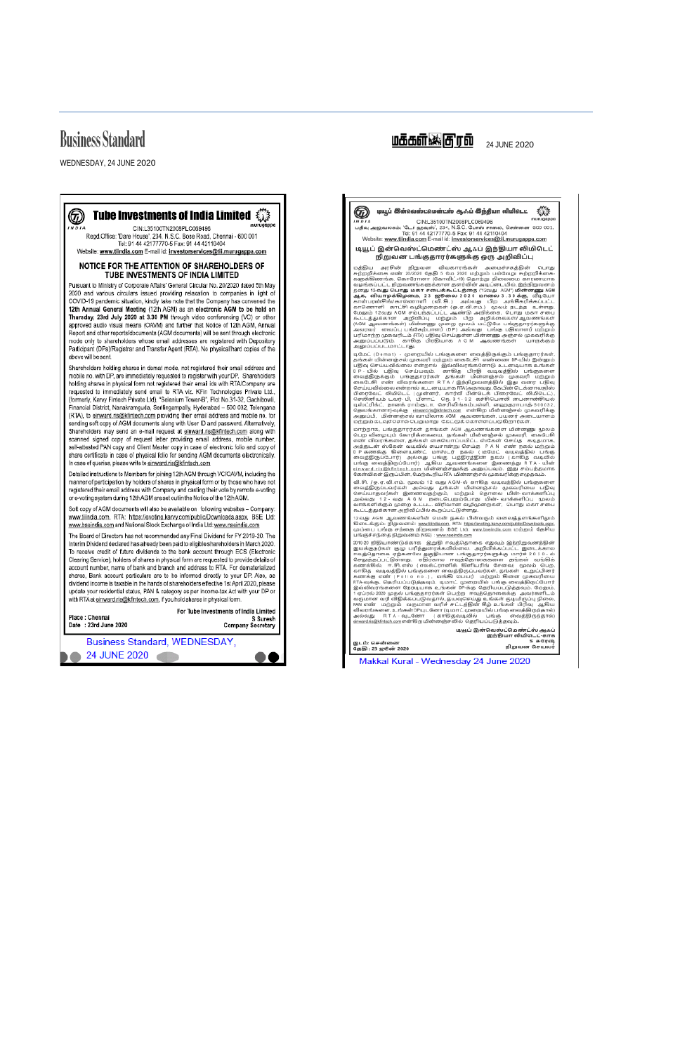Business Standard

WEDNESDAY, 24 JUNE 2020

மக்கள் குரல் 24 JUNE 2020

## Tube Investments of India Limited

CIN:L35100TN2008PLC069496

Regd Office: 'Dare House', 234, N.S.C. Bose Road, Chennai - 600 001

Tel: 91 44 42177770-5 Fax: 91 44 42110404

Website: www.tiindia.com E-mail id: investorservices@tii.murugappa.com

### NOTICE FOR THE ATTENTION OF SHAREHOLDERS OF TUBE INVESTMENTS OF INDIA LIMITED

Pursuant to Ministry of Corporate Affairs' General Circular No. 20/2020 dated 5th May 2020 and various circulars issued providing relaxation to companies in light of COVID-19 pandemic situation, kindly take note that the Company has convened the **12th Annual General Meeting (12th AGM) as an electronic AGM to be held on Thursday, 23rd July 2020 at 3.30 PM** through video conferencing (VC) or other approved audio visual means (OAVM) and further that Notice of 12th AGM, Annual Report and other reports/documents (AGM documents) will be sent through electronic mode only to shareholders whose email addresses are registered with Depository Participant (DPs)/Registrar and Transfer Agent (RTA). No physical hard copies of the above will be sent.

Shareholders holding shares in demat mode, not registered their email address and mobile no. with DP, are immediately requested to register with your DP. Shareholders holding shares in physical form not registered their email ids with RTA/Company are requested to immediately send email to RTA viz. KFin Technologies Private Ltd., (formerly, Karvy Fintech Private Ltd) "Selenium Tower-B", Plot No.31-32, Gachibowli, Financial District, Nanakramguda, Serilingampally, Hyderabad – 500 032, Telangana (RTA), to einward.ris@kfintech.com providing their email address and mobile no. for sending soft copy of AGM documents along with User ID and password. Alternatively, Shareholders may send an e-mail request at einward.ris@kfintech.com along with scanned signed copy of request letter providing email address, mobile number, self-attested PAN copy and Client Master copy in case of electronic folio and copy of share certificate in case of physical folio for sending AGM documents electronically. In case of queries, please write to einward.ris@kfintech.com

Detailed instructions to Members for joining 12th AGM through VC/OAVM, including the manner of participation by holders of shares in physical form or by those who have not registered their email address with Company and casting their vote by remote e-voting or e-voting system during 12th AGM are set out in the Notice of the 12th AGM.

Soft copy of AGM documents will also be available on following websites – Company: www.tiindia.com, RTA: https://evoting.karvy.com/public/Downloads.aspx, BSE Ltd: www.bseindia.com and National Stock Exchange of India Ltd: www.nseindia.com

The Board of Directors has not recommended any Final Dividend for FY 2019-20. The Interim Dividend declared has already been paid to eligible shareholders in March 2020. To receive credit of future dividends to the bank account through ECS (Electronic Clearing Service), holders of shares in physical form are requested to provide details of account number, name of bank and branch and address to RTA. For dematerialized shares, Bank account particulars are to be informed directly to your DP. Also, as dividend income is taxable in the hands of shareholders effective 1st April 2020, please update your residential status, PAN & category as per income-tax Act with your DP or with RTA at einward.ris@kfintech.com, if you hold shares in physical form.

For Tube Investments of India Limited

Place : Chennai  
Date : 23rd June 2020

S Suresh  
Company Secretary

Business Standard, WEDNESDAY, 24 JUNE 2020

---

## டியூப் இன்வெஸ்ட்மெண்ட்ஸ் ஆஃப் இந்தியா லிமிடெட்

CIN:L35100TN2008PLC069496

பதிவு அலுவலகம்: 'டேர் ஹவுஸ்', 234, N.S.C. போஸ் சாலை, சென்னை 600 001.

Tel: 91 44 42177770-5 Fax: 91 44 42110404

Website: www.tiindia.com E-mail id: investorservices@tii.murugappa.com

### டியூப் இன்வெஸ்ட்மெண்ட்ஸ் ஆஃப் இந்தியா லிமிடெட் நிறுவன பங்குதாரர்களுக்கு ஒரு அறிவிப்பு

டியூப் இன்வெஸ்ட்மெண்ட்ஸ் ஆஃப் இந்தியா லிமிடெட்டிற்காக

இடம்: சென்னை  
தேதி: 23 ஜூன் 2020

S சுரேஷ்  
நிறுவன செயலர்

Makkal Kural - Wednesday 24 June 2020